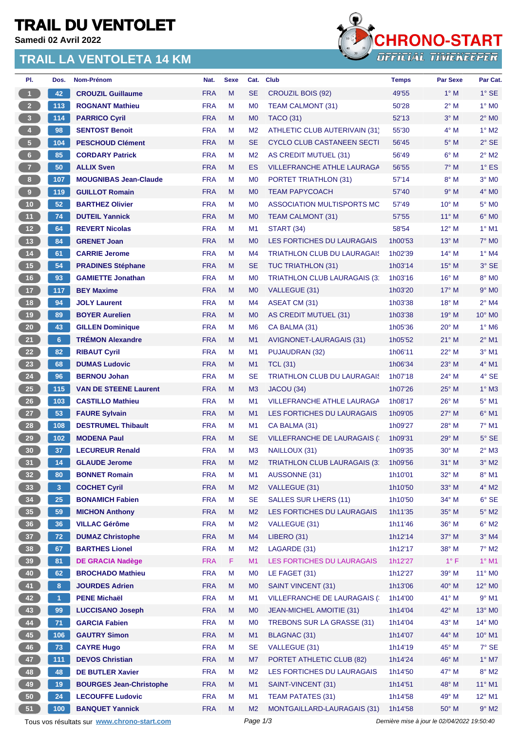# TRAIL DU VENTOLET

**Samedi 02 Avril 2022**

## TRAIL LA VENTOLETA 14 KM

CHRONO-START
OFFICIAL TIMEKEEPER

| Pl. | Dos. | Nom-Prénom | Nat. | Sexe | Cat. | Club | Temps | Par Sexe | Par Cat. |
|---|---|---|---|---|---|---|---|---|---|
| 1 | 42 | **CROUZIL Guillaume** | FRA | M | SE | CROUZIL BOIS (92) | 49'55 | 1° M | 1° SE |
| 2 | 113 | **ROGNANT Mathieu** | FRA | M | M0 | TEAM CALMONT (31) | 50'28 | 2° M | 1° M0 |
| 3 | 114 | **PARRICO Cyril** | FRA | M | M0 | TACO (31) | 52'13 | 3° M | 2° M0 |
| 4 | 98 | **SENTOST Benoit** | FRA | M | M2 | ATHLETIC CLUB AUTERIVAIN (31) | 55'30 | 4° M | 1° M2 |
| 5 | 104 | **PESCHOUD Clément** | FRA | M | SE | CYCLO CLUB CASTANEEN SECTI | 56'45 | 5° M | 2° SE |
| 6 | 85 | **CORDARY Patrick** | FRA | M | M2 | AS CREDIT MUTUEL (31) | 56'49 | 6° M | 2° M2 |
| 7 | 50 | **ALLIX Sven** | FRA | M | ES | VILLEFRANCHE ATHLE LAURAGA | 56'55 | 7° M | 1° ES |
| 8 | 107 | **MOUGNIBAS Jean-Claude** | FRA | M | M0 | PORTET TRIATHLON (31) | 57'14 | 8° M | 3° M0 |
| 9 | 119 | **GUILLOT Romain** | FRA | M | M0 | TEAM PAPYCOACH | 57'40 | 9° M | 4° M0 |
| 10 | 52 | **BARTHEZ Olivier** | FRA | M | M0 | ASSOCIATION MULTISPORTS MC | 57'49 | 10° M | 5° M0 |
| 11 | 74 | **DUTEIL Yannick** | FRA | M | M0 | TEAM CALMONT (31) | 57'55 | 11° M | 6° M0 |
| 12 | 64 | **REVERT Nicolas** | FRA | M | M1 | START (34) | 58'54 | 12° M | 1° M1 |
| 13 | 84 | **GRENET Joan** | FRA | M | M0 | LES FORTICHES DU LAURAGAIS | 1h00'53 | 13° M | 7° M0 |
| 14 | 61 | **CARRIE Jerome** | FRA | M | M4 | TRIATHLON CLUB DU LAURAGAIS | 1h02'39 | 14° M | 1° M4 |
| 15 | 54 | **PRADINES Stéphane** | FRA | M | SE | TUC TRIATHLON (31) | 1h03'14 | 15° M | 3° SE |
| 16 | 93 | **GAMIETTE Jonathan** | FRA | M | M0 | TRIATHLON CLUB LAURAGAIS (3 | 1h03'16 | 16° M | 8° M0 |
| 17 | 117 | **BEY Maxime** | FRA | M | M0 | VALLEGUE (31) | 1h03'20 | 17° M | 9° M0 |
| 18 | 94 | **JOLY Laurent** | FRA | M | M4 | ASEAT CM (31) | 1h03'38 | 18° M | 2° M4 |
| 19 | 89 | **BOYER Aurelien** | FRA | M | M0 | AS CREDIT MUTUEL (31) | 1h03'38 | 19° M | 10° M0 |
| 20 | 43 | **GILLEN Dominique** | FRA | M | M6 | CA BALMA (31) | 1h05'36 | 20° M | 1° M6 |
| 21 | 6 | **TRÉMON Alexandre** | FRA | M | M1 | AVIGNONET-LAURAGAIS (31) | 1h05'52 | 21° M | 2° M1 |
| 22 | 82 | **RIBAUT Cyril** | FRA | M | M1 | PUJAUDRAN (32) | 1h06'11 | 22° M | 3° M1 |
| 23 | 68 | **DUMAS Ludovic** | FRA | M | M1 | TCL (31) | 1h06'34 | 23° M | 4° M1 |
| 24 | 96 | **BERNOU Johan** | FRA | M | SE | TRIATHLON CLUB DU LAURAGAIS | 1h07'18 | 24° M | 4° SE |
| 25 | 115 | **VAN DE STEENE Laurent** | FRA | M | M3 | JACOU (34) | 1h07'26 | 25° M | 1° M3 |
| 26 | 103 | **CASTILLO Mathieu** | FRA | M | M1 | VILLEFRANCHE ATHLE LAURAGA | 1h08'17 | 26° M | 5° M1 |
| 27 | 53 | **FAURE Sylvain** | FRA | M | M1 | LES FORTICHES DU LAURAGAIS | 1h09'05 | 27° M | 6° M1 |
| 28 | 108 | **DESTRUMEL Thibault** | FRA | M | M1 | CA BALMA (31) | 1h09'27 | 28° M | 7° M1 |
| 29 | 102 | **MODENA Paul** | FRA | M | SE | VILLEFRANCHE DE LAURAGAIS ( | 1h09'31 | 29° M | 5° SE |
| 30 | 37 | **LECUREUR Renald** | FRA | M | M3 | NAILLOUX (31) | 1h09'35 | 30° M | 2° M3 |
| 31 | 14 | **GLAUDE Jerome** | FRA | M | M2 | TRIATHLON CLUB LAURAGAIS (3 | 1h09'56 | 31° M | 3° M2 |
| 32 | 80 | **BONNET Romain** | FRA | M | M1 | AUSSONNE (31) | 1h10'01 | 32° M | 8° M1 |
| 33 | 3 | **COCHET Cyril** | FRA | M | M2 | VALLEGUE (31) | 1h10'50 | 33° M | 4° M2 |
| 34 | 25 | **BONAMICH Fabien** | FRA | M | SE | SALLES SUR LHERS (11) | 1h10'50 | 34° M | 6° SE |
| 35 | 59 | **MICHON Anthony** | FRA | M | M2 | LES FORTICHES DU LAURAGAIS | 1h11'35 | 35° M | 5° M2 |
| 36 | 36 | **VILLAC Gérôme** | FRA | M | M2 | VALLEGUE (31) | 1h11'46 | 36° M | 6° M2 |
| 37 | 72 | **DUMAZ Christophe** | FRA | M | M4 | LIBERO (31) | 1h12'14 | 37° M | 3° M4 |
| 38 | 67 | **BARTHES Lionel** | FRA | M | M2 | LAGARDE (31) | 1h12'17 | 38° M | 7° M2 |
| 39 | 81 | **DE GRACIA Nadège** | FRA | F | M1 | LES FORTICHES DU LAURAGAIS | 1h12'27 | 1° F | 1° M1 |
| 40 | 62 | **BROCHADO Mathieu** | FRA | M | M0 | LE FAGET (31) | 1h12'27 | 39° M | 11° M0 |
| 41 | 8 | **JOURDES Adrien** | FRA | M | M0 | SAINT VINCENT (31) | 1h13'06 | 40° M | 12° M0 |
| 42 | 1 | **PENE Michaël** | FRA | M | M1 | VILLEFRANCHE DE LAURAGAIS ( | 1h14'00 | 41° M | 9° M1 |
| 43 | 99 | **LUCCISANO Joseph** | FRA | M | M0 | JEAN-MICHEL AMOITIE (31) | 1h14'04 | 42° M | 13° M0 |
| 44 | 71 | **GARCIA Fabien** | FRA | M | M0 | TREBONS SUR LA GRASSE (31) | 1h14'04 | 43° M | 14° M0 |
| 45 | 106 | **GAUTRY Simon** | FRA | M | M1 | BLAGNAC (31) | 1h14'07 | 44° M | 10° M1 |
| 46 | 73 | **CAYRE Hugo** | FRA | M | SE | VALLEGUE (31) | 1h14'19 | 45° M | 7° SE |
| 47 | 111 | **DEVOS Christian** | FRA | M | M7 | PORTET ATHLETIC CLUB (82) | 1h14'24 | 46° M | 1° M7 |
| 48 | 48 | **DE BUTLER Xavier** | FRA | M | M2 | LES FORTICHES DU LAURAGAIS | 1h14'50 | 47° M | 8° M2 |
| 49 | 19 | **BOURGES Jean-Christophe** | FRA | M | M1 | SAINT-VINCENT (31) | 1h14'51 | 48° M | 11° M1 |
| 50 | 24 | **LECOUFFE Ludovic** | FRA | M | M1 | TEAM PATATES (31) | 1h14'58 | 49° M | 12° M1 |
| 51 | 100 | **BANQUET Yannick** | FRA | M | M2 | MONTGAILLARD-LAURAGAIS (31) | 1h14'58 | 50° M | 9° M2 |

Tous vos résultats sur www.chrono-start.com

*Dernière mise à jour le 02/04/2022 19:50:40*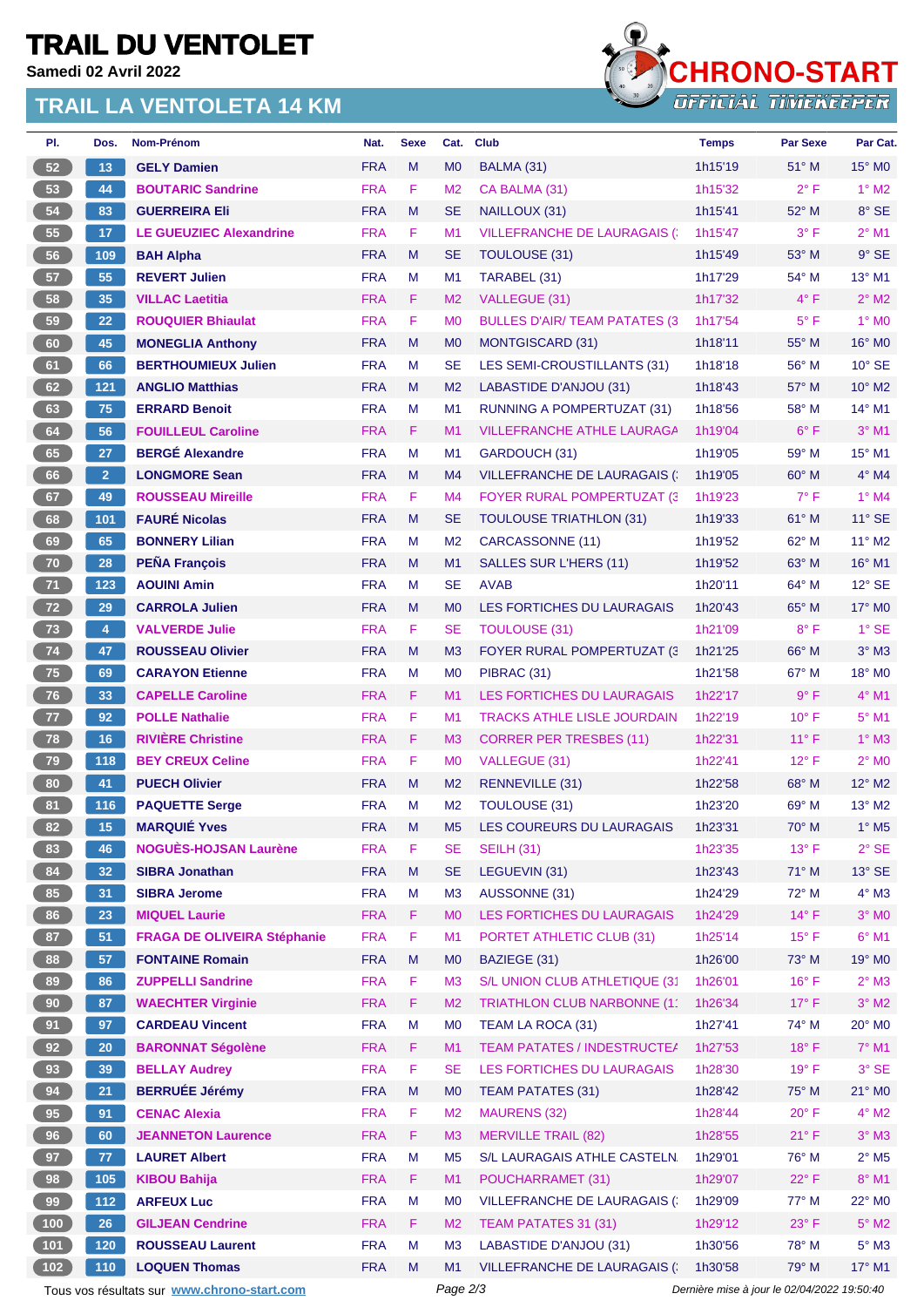# TRAIL DU VENTOLET

**Samedi 02 Avril 2022**

## TRAIL LA VENTOLETA 14 KM

CHRONO-START OFFICIAL TIMEKEEPER

| Pl. | Dos. | Nom-Prénom | Nat. | Sexe | Cat. | Club | Temps | Par Sexe | Par Cat. |
|---|---|---|---|---|---|---|---|---|---|
| 52 | 13 | GELY Damien | FRA | M | M0 | BALMA (31) | 1h15'19 | 51° M | 15° M0 |
| 53 | 44 | BOUTARIC Sandrine | FRA | F | M2 | CA BALMA (31) | 1h15'32 | 2° F | 1° M2 |
| 54 | 83 | GUERREIRA Eli | FRA | M | SE | NAILLOUX (31) | 1h15'41 | 52° M | 8° SE |
| 55 | 17 | LE GUEUZIEC Alexandrine | FRA | F | M1 | VILLEFRANCHE DE LAURAGAIS ( | 1h15'47 | 3° F | 2° M1 |
| 56 | 109 | BAH Alpha | FRA | M | SE | TOULOUSE (31) | 1h15'49 | 53° M | 9° SE |
| 57 | 55 | REVERT Julien | FRA | M | M1 | TARABEL (31) | 1h17'29 | 54° M | 13° M1 |
| 58 | 35 | VILLAC Laetitia | FRA | F | M2 | VALLEGUE (31) | 1h17'32 | 4° F | 2° M2 |
| 59 | 22 | ROUQUIER Bhiaulat | FRA | F | M0 | BULLES D'AIR/ TEAM PATATES (3 | 1h17'54 | 5° F | 1° M0 |
| 60 | 45 | MONEGLIA Anthony | FRA | M | M0 | MONTGISCARD (31) | 1h18'11 | 55° M | 16° M0 |
| 61 | 66 | BERTHOUMIEUX Julien | FRA | M | SE | LES SEMI-CROUSTILLANTS (31) | 1h18'18 | 56° M | 10° SE |
| 62 | 121 | ANGLIO Matthias | FRA | M | M2 | LABASTIDE D'ANJOU (31) | 1h18'43 | 57° M | 10° M2 |
| 63 | 75 | ERRARD Benoit | FRA | M | M1 | RUNNING A POMPERTUZAT (31) | 1h18'56 | 58° M | 14° M1 |
| 64 | 56 | FOUILLEUL Caroline | FRA | F | M1 | VILLEFRANCHE ATHLE LAURAGA | 1h19'04 | 6° F | 3° M1 |
| 65 | 27 | BERGÉ Alexandre | FRA | M | M1 | GARDOUCH (31) | 1h19'05 | 59° M | 15° M1 |
| 66 | 2 | LONGMORE Sean | FRA | M | M4 | VILLEFRANCHE DE LAURAGAIS ( | 1h19'05 | 60° M | 4° M4 |
| 67 | 49 | ROUSSEAU Mireille | FRA | F | M4 | FOYER RURAL POMPERTUZAT (3 | 1h19'23 | 7° F | 1° M4 |
| 68 | 101 | FAURÉ Nicolas | FRA | M | SE | TOULOUSE TRIATHLON (31) | 1h19'33 | 61° M | 11° SE |
| 69 | 65 | BONNERY Lilian | FRA | M | M2 | CARCASSONNE (11) | 1h19'52 | 62° M | 11° M2 |
| 70 | 28 | PEÑA François | FRA | M | M1 | SALLES SUR L'HERS (11) | 1h19'52 | 63° M | 16° M1 |
| 71 | 123 | AOUINI Amin | FRA | M | SE | AVAB | 1h20'11 | 64° M | 12° SE |
| 72 | 29 | CARROLA Julien | FRA | M | M0 | LES FORTICHES DU LAURAGAIS | 1h20'43 | 65° M | 17° M0 |
| 73 | 4 | VALVERDE Julie | FRA | F | SE | TOULOUSE (31) | 1h21'09 | 8° F | 1° SE |
| 74 | 47 | ROUSSEAU Olivier | FRA | M | M3 | FOYER RURAL POMPERTUZAT (3 | 1h21'25 | 66° M | 3° M3 |
| 75 | 69 | CARAYON Etienne | FRA | M | M0 | PIBRAC (31) | 1h21'58 | 67° M | 18° M0 |
| 76 | 33 | CAPELLE Caroline | FRA | F | M1 | LES FORTICHES DU LAURAGAIS | 1h22'17 | 9° F | 4° M1 |
| 77 | 92 | POLLE Nathalie | FRA | F | M1 | TRACKS ATHLE LISLE JOURDAIN | 1h22'19 | 10° F | 5° M1 |
| 78 | 16 | RIVIÈRE Christine | FRA | F | M3 | CORRER PER TRESBES (11) | 1h22'31 | 11° F | 1° M3 |
| 79 | 118 | BEY CREUX Celine | FRA | F | M0 | VALLEGUE (31) | 1h22'41 | 12° F | 2° M0 |
| 80 | 41 | PUECH Olivier | FRA | M | M2 | RENNEVILLE (31) | 1h22'58 | 68° M | 12° M2 |
| 81 | 116 | PAQUETTE Serge | FRA | M | M2 | TOULOUSE (31) | 1h23'20 | 69° M | 13° M2 |
| 82 | 15 | MARQUIÉ Yves | FRA | M | M5 | LES COUREURS DU LAURAGAIS | 1h23'31 | 70° M | 1° M5 |
| 83 | 46 | NOGUÈS-HOJSAN Laurène | FRA | F | SE | SEILH (31) | 1h23'35 | 13° F | 2° SE |
| 84 | 32 | SIBRA Jonathan | FRA | M | SE | LEGUEVIN (31) | 1h23'43 | 71° M | 13° SE |
| 85 | 31 | SIBRA Jerome | FRA | M | M3 | AUSSONNE (31) | 1h24'29 | 72° M | 4° M3 |
| 86 | 23 | MIQUEL Laurie | FRA | F | M0 | LES FORTICHES DU LAURAGAIS | 1h24'29 | 14° F | 3° M0 |
| 87 | 51 | FRAGA DE OLIVEIRA Stéphanie | FRA | F | M1 | PORTET ATHLETIC CLUB (31) | 1h25'14 | 15° F | 6° M1 |
| 88 | 57 | FONTAINE Romain | FRA | M | M0 | BAZIEGE (31) | 1h26'00 | 73° M | 19° M0 |
| 89 | 86 | ZUPPELLI Sandrine | FRA | F | M3 | S/L UNION CLUB ATHLETIQUE (31 | 1h26'01 | 16° F | 2° M3 |
| 90 | 87 | WAECHTER Virginie | FRA | F | M2 | TRIATHLON CLUB NARBONNE (1 | 1h26'34 | 17° F | 3° M2 |
| 91 | 97 | CARDEAU Vincent | FRA | M | M0 | TEAM LA ROCA (31) | 1h27'41 | 74° M | 20° M0 |
| 92 | 20 | BARONNAT Ségolène | FRA | F | M1 | TEAM PATATES / INDESTRUCTEA | 1h27'53 | 18° F | 7° M1 |
| 93 | 39 | BELLAY Audrey | FRA | F | SE | LES FORTICHES DU LAURAGAIS | 1h28'30 | 19° F | 3° SE |
| 94 | 21 | BERRUÉE Jérémy | FRA | M | M0 | TEAM PATATES (31) | 1h28'42 | 75° M | 21° M0 |
| 95 | 91 | CENAC Alexia | FRA | F | M2 | MAURENS (32) | 1h28'44 | 20° F | 4° M2 |
| 96 | 60 | JEANNETON Laurence | FRA | F | M3 | MERVILLE TRAIL (82) | 1h28'55 | 21° F | 3° M3 |
| 97 | 77 | LAURET Albert | FRA | M | M5 | S/L LAURAGAIS ATHLE CASTELN | 1h29'01 | 76° M | 2° M5 |
| 98 | 105 | KIBOU Bahija | FRA | F | M1 | POUCHARRAMET (31) | 1h29'07 | 22° F | 8° M1 |
| 99 | 112 | ARFEUX Luc | FRA | M | M0 | VILLEFRANCHE DE LAURAGAIS ( | 1h29'09 | 77° M | 22° M0 |
| 100 | 26 | GILJEAN Cendrine | FRA | F | M2 | TEAM PATATES 31 (31) | 1h29'12 | 23° F | 5° M2 |
| 101 | 120 | ROUSSEAU Laurent | FRA | M | M3 | LABASTIDE D'ANJOU (31) | 1h30'56 | 78° M | 5° M3 |
| 102 | 110 | LOQUEN Thomas | FRA | M | M1 | VILLEFRANCHE DE LAURAGAIS ( | 1h30'58 | 79° M | 17° M1 |

Tous vos résultats sur www.chrono-start.com

*Dernière mise à jour le 02/04/2022 19:50:40*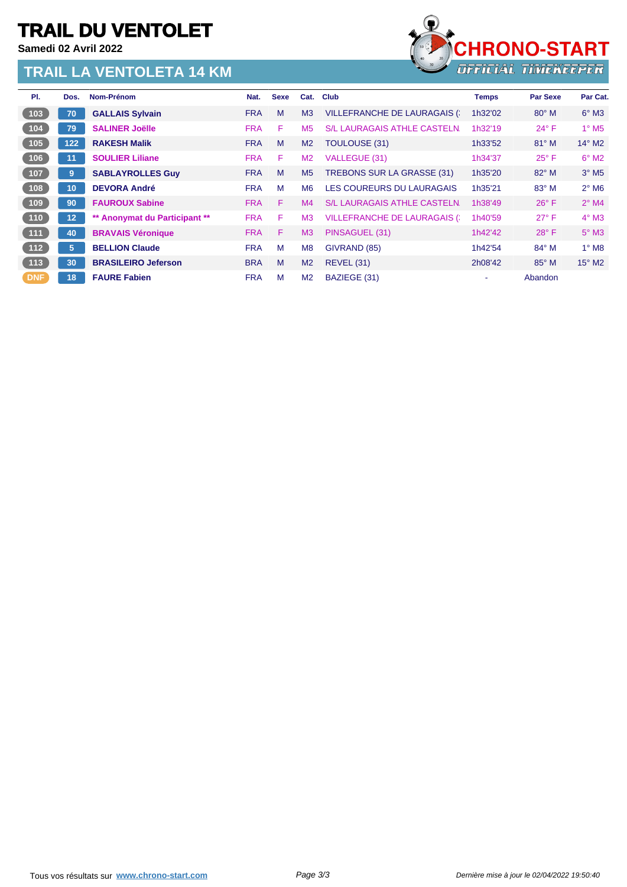# TRAIL DU VENTOLET

**Samedi 02 Avril 2022**

## TRAIL LA VENTOLETA 14 KM

| Pl. | Dos. | Nom-Prénom | Nat. | Sexe | Cat. | Club | Temps | Par Sexe | Par Cat. |
|---|---|---|---|---|---|---|---|---|---|
| 103 | 70 | **GALLAIS Sylvain** | FRA | M | M3 | VILLEFRANCHE DE LAURAGAIS (: | 1h32'02 | 80° M | 6° M3 |
| 104 | 79 | **SALINER Joëlle** | FRA | F | M5 | S/L LAURAGAIS ATHLE CASTELN. | 1h32'19 | 24° F | 1° M5 |
| 105 | 122 | **RAKESH Malik** | FRA | M | M2 | TOULOUSE (31) | 1h33'52 | 81° M | 14° M2 |
| 106 | 11 | **SOULIER Liliane** | FRA | F | M2 | VALLEGUE (31) | 1h34'37 | 25° F | 6° M2 |
| 107 | 9 | **SABLAYROLLES Guy** | FRA | M | M5 | TREBONS SUR LA GRASSE (31) | 1h35'20 | 82° M | 3° M5 |
| 108 | 10 | **DEVORA André** | FRA | M | M6 | LES COUREURS DU LAURAGAIS | 1h35'21 | 83° M | 2° M6 |
| 109 | 90 | **FAUROUX Sabine** | FRA | F | M4 | S/L LAURAGAIS ATHLE CASTELN. | 1h38'49 | 26° F | 2° M4 |
| 110 | 12 | **** Anonymat du Participant **** | FRA | F | M3 | VILLEFRANCHE DE LAURAGAIS (: | 1h40'59 | 27° F | 4° M3 |
| 111 | 40 | **BRAVAIS Véronique** | FRA | F | M3 | PINSAGUEL (31) | 1h42'42 | 28° F | 5° M3 |
| 112 | 5 | **BELLION Claude** | FRA | M | M8 | GIVRAND (85) | 1h42'54 | 84° M | 1° M8 |
| 113 | 30 | **BRASILEIRO Jeferson** | BRA | M | M2 | REVEL (31) | 2h08'42 | 85° M | 15° M2 |
| DNF | 18 | **FAURE Fabien** | FRA | M | M2 | BAZIEGE (31) | - | Abandon | |

Tous vos résultats sur www.chrono-start.com

*Dernière mise à jour le 02/04/2022 19:50:40*